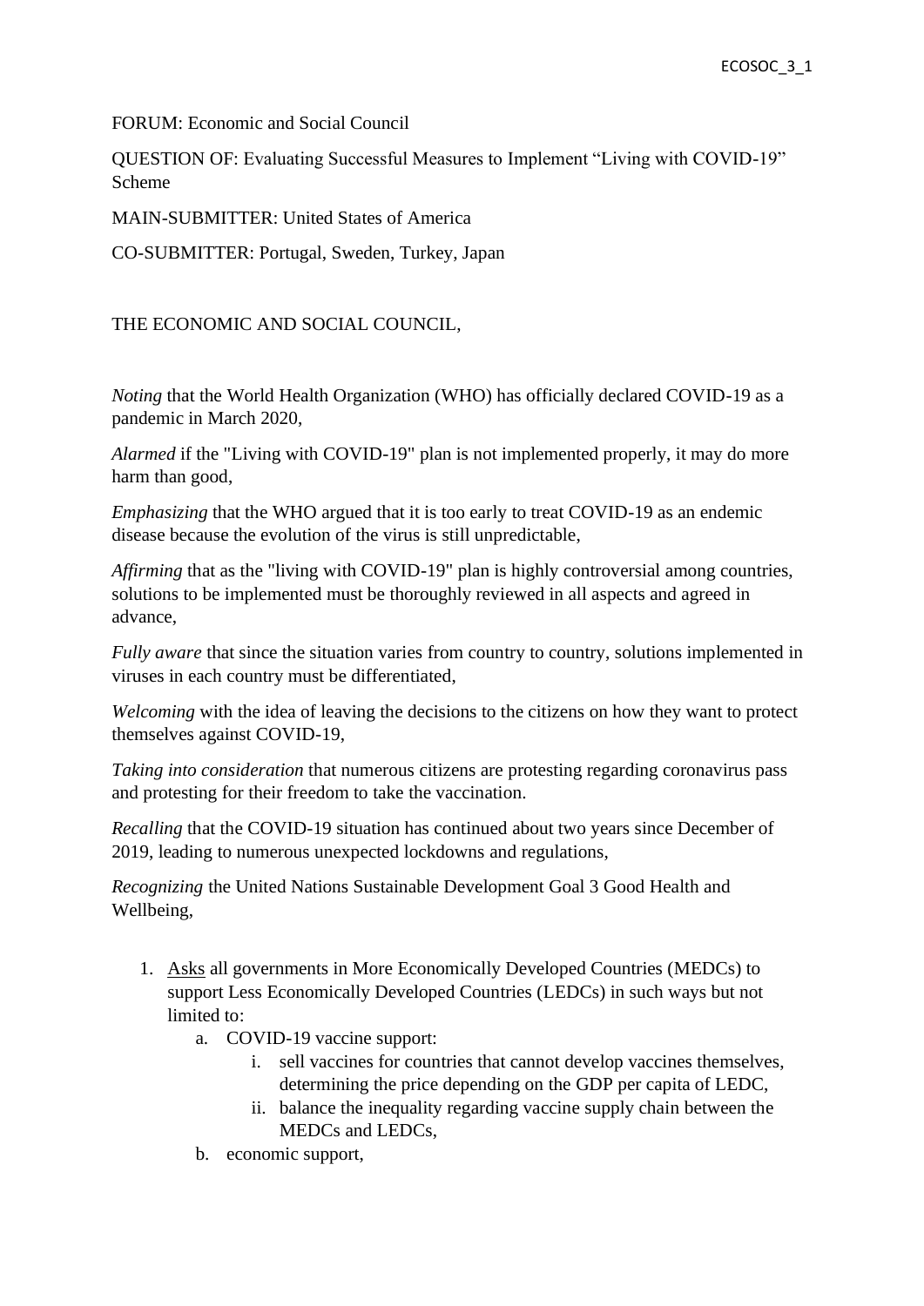FORUM: Economic and Social Council

QUESTION OF: Evaluating Successful Measures to Implement "Living with COVID-19" Scheme

MAIN-SUBMITTER: United States of America

CO-SUBMITTER: Portugal, Sweden, Turkey, Japan

THE ECONOMIC AND SOCIAL COUNCIL,

*Noting* that the World Health Organization (WHO) has officially declared COVID-19 as a pandemic in March 2020,

*Alarmed* if the "Living with COVID-19" plan is not implemented properly, it may do more harm than good,

*Emphasizing* that the WHO argued that it is too early to treat COVID-19 as an endemic disease because the evolution of the virus is still unpredictable,

*Affirming* that as the "living with COVID-19" plan is highly controversial among countries, solutions to be implemented must be thoroughly reviewed in all aspects and agreed in advance,

*Fully aware* that since the situation varies from country to country, solutions implemented in viruses in each country must be differentiated,

*Welcoming* with the idea of leaving the decisions to the citizens on how they want to protect themselves against COVID-19,

*Taking into consideration* that numerous citizens are protesting regarding coronavirus pass and protesting for their freedom to take the vaccination.

*Recalling* that the COVID-19 situation has continued about two years since December of 2019, leading to numerous unexpected lockdowns and regulations,

*Recognizing* the United Nations Sustainable Development Goal 3 Good Health and Wellbeing,

1. <u>Asks</u> all governments in More Economically Developed Countries (MEDCs) to support Less Economically Developed Countries (LEDCs) in such ways but not limited to:
    a. COVID-19 vaccine support:
        i. sell vaccines for countries that cannot develop vaccines themselves, determining the price depending on the GDP per capita of LEDC,
        ii. balance the inequality regarding vaccine supply chain between the MEDCs and LEDCs,
    b. economic support,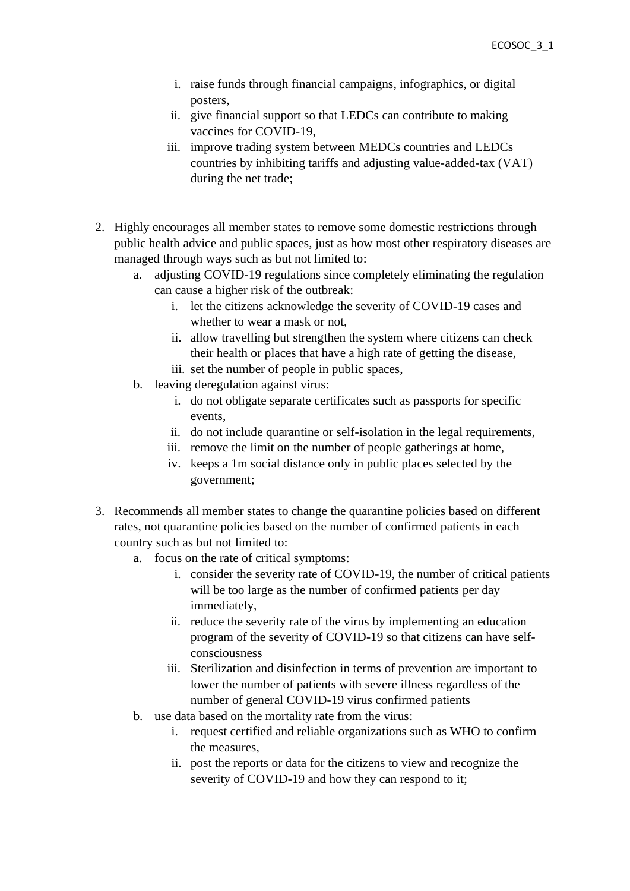i. raise funds through financial campaigns, infographics, or digital posters,
ii. give financial support so that LEDCs can contribute to making vaccines for COVID-19,
iii. improve trading system between MEDCs countries and LEDCs countries by inhibiting tariffs and adjusting value-added-tax (VAT) during the net trade;

2. <u>Highly encourages</u> all member states to remove some domestic restrictions through public health advice and public spaces, just as how most other respiratory diseases are managed through ways such as but not limited to:
   a. adjusting COVID-19 regulations since completely eliminating the regulation can cause a higher risk of the outbreak:
      i. let the citizens acknowledge the severity of COVID-19 cases and whether to wear a mask or not,
      ii. allow travelling but strengthen the system where citizens can check their health or places that have a high rate of getting the disease,
      iii. set the number of people in public spaces,
   b. leaving deregulation against virus:
      i. do not obligate separate certificates such as passports for specific events,
      ii. do not include quarantine or self-isolation in the legal requirements,
      iii. remove the limit on the number of people gatherings at home,
      iv. keeps a 1m social distance only in public places selected by the government;

3. <u>Recommends</u> all member states to change the quarantine policies based on different rates, not quarantine policies based on the number of confirmed patients in each country such as but not limited to:
   a. focus on the rate of critical symptoms:
      i. consider the severity rate of COVID-19, the number of critical patients will be too large as the number of confirmed patients per day immediately,
      ii. reduce the severity rate of the virus by implementing an education program of the severity of COVID-19 so that citizens can have self-consciousness
      iii. Sterilization and disinfection in terms of prevention are important to lower the number of patients with severe illness regardless of the number of general COVID-19 virus confirmed patients
   b. use data based on the mortality rate from the virus:
      i. request certified and reliable organizations such as WHO to confirm the measures,
      ii. post the reports or data for the citizens to view and recognize the severity of COVID-19 and how they can respond to it;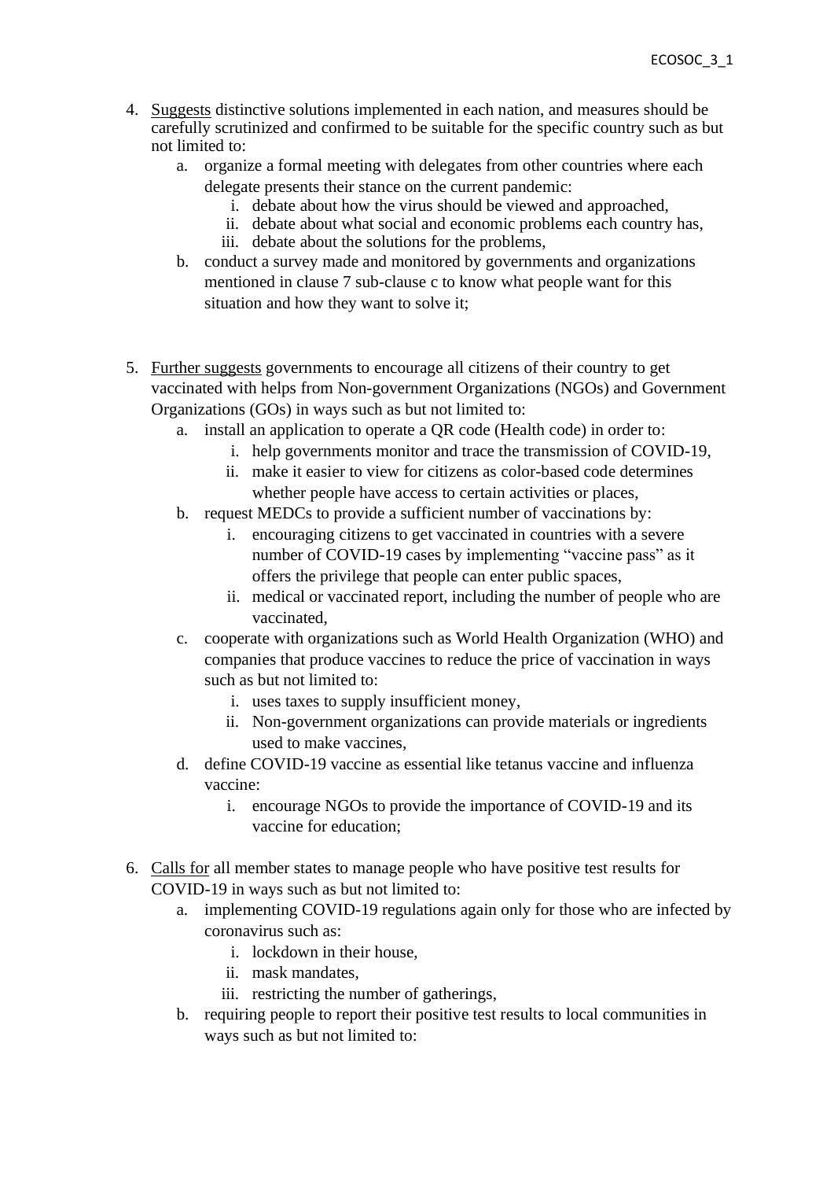4. <u>Suggests</u> distinctive solutions implemented in each nation, and measures should be carefully scrutinized and confirmed to be suitable for the specific country such as but not limited to:
    a. organize a formal meeting with delegates from other countries where each delegate presents their stance on the current pandemic:
        i. debate about how the virus should be viewed and approached,
        ii. debate about what social and economic problems each country has,
        iii. debate about the solutions for the problems,
    b. conduct a survey made and monitored by governments and organizations mentioned in clause 7 sub-clause c to know what people want for this situation and how they want to solve it;

5. <u>Further suggests</u> governments to encourage all citizens of their country to get vaccinated with helps from Non-government Organizations (NGOs) and Government Organizations (GOs) in ways such as but not limited to:
    a. install an application to operate a QR code (Health code) in order to:
        i. help governments monitor and trace the transmission of COVID-19,
        ii. make it easier to view for citizens as color-based code determines whether people have access to certain activities or places,
    b. request MEDCs to provide a sufficient number of vaccinations by:
        i. encouraging citizens to get vaccinated in countries with a severe number of COVID-19 cases by implementing "vaccine pass" as it offers the privilege that people can enter public spaces,
        ii. medical or vaccinated report, including the number of people who are vaccinated,
    c. cooperate with organizations such as World Health Organization (WHO) and companies that produce vaccines to reduce the price of vaccination in ways such as but not limited to:
        i. uses taxes to supply insufficient money,
        ii. Non-government organizations can provide materials or ingredients used to make vaccines,
    d. define COVID-19 vaccine as essential like tetanus vaccine and influenza vaccine:
        i. encourage NGOs to provide the importance of COVID-19 and its vaccine for education;

6. <u>Calls for</u> all member states to manage people who have positive test results for COVID-19 in ways such as but not limited to:
    a. implementing COVID-19 regulations again only for those who are infected by coronavirus such as:
        i. lockdown in their house,
        ii. mask mandates,
        iii. restricting the number of gatherings,
    b. requiring people to report their positive test results to local communities in ways such as but not limited to: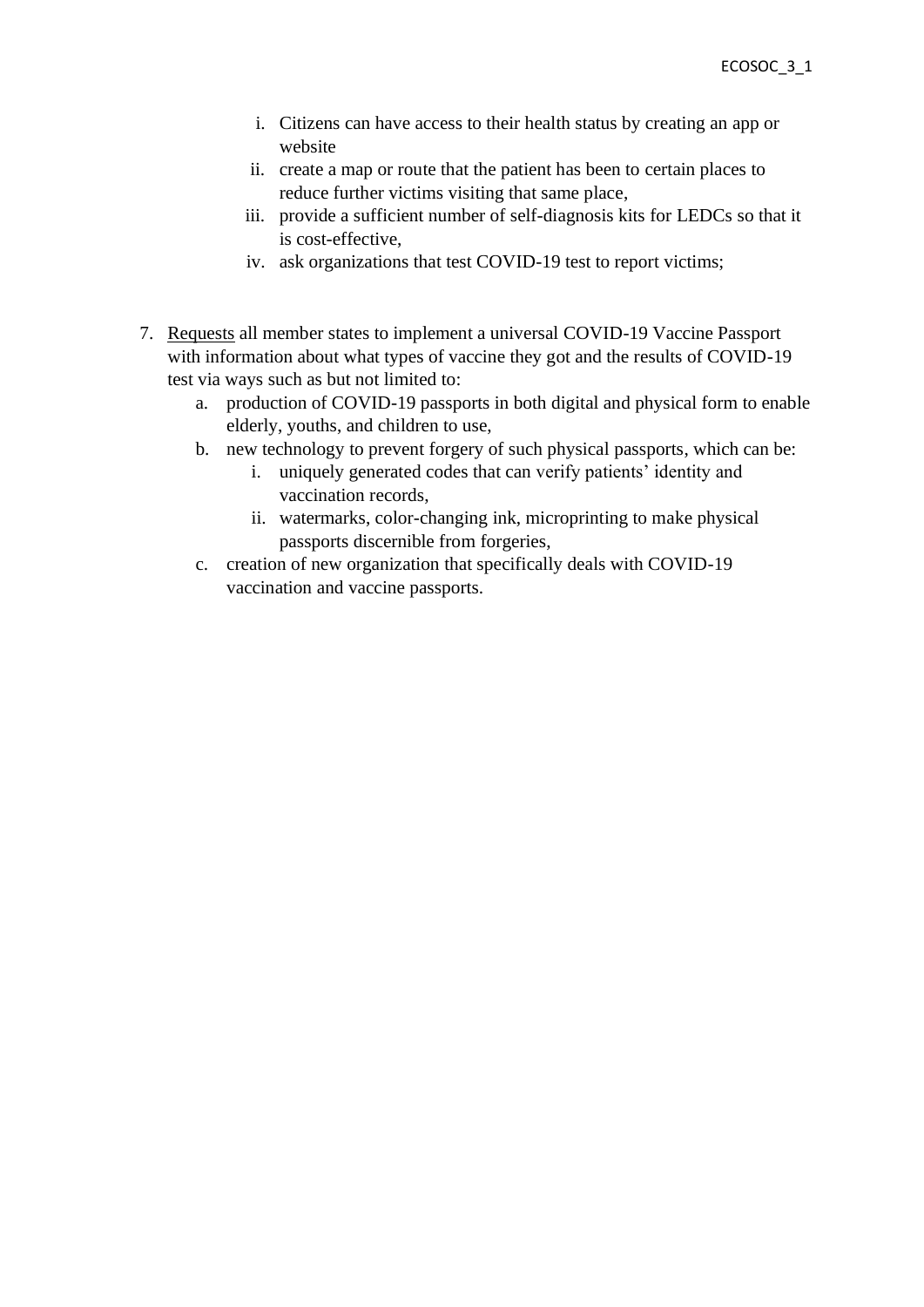i. Citizens can have access to their health status by creating an app or website
   ii. create a map or route that the patient has been to certain places to reduce further victims visiting that same place,
   iii. provide a sufficient number of self-diagnosis kits for LEDCs so that it is cost-effective,
   iv. ask organizations that test COVID-19 test to report victims;

7. Requests all member states to implement a universal COVID-19 Vaccine Passport with information about what types of vaccine they got and the results of COVID-19 test via ways such as but not limited to:
   a. production of COVID-19 passports in both digital and physical form to enable elderly, youths, and children to use,
   b. new technology to prevent forgery of such physical passports, which can be:
      i. uniquely generated codes that can verify patients' identity and vaccination records,
      ii. watermarks, color-changing ink, microprinting to make physical passports discernible from forgeries,
   c. creation of new organization that specifically deals with COVID-19 vaccination and vaccine passports.